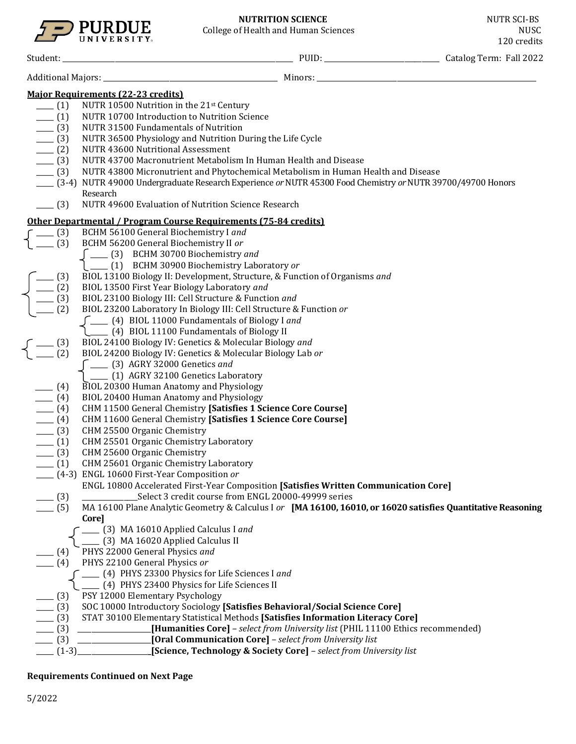**Purdue University**

# NUTRITION SCIENCE

College of Health and Human Sciences

NUTR SCI-BS
NUSC
120 credits

Student: ______________________ PUID: ______________ Catalog Term: Fall 2022

Additional Majors: ______________________ Minors: ______________________

## Major Requirements (22-23 credits)

- ____ (1) NUTR 10500 Nutrition in the 21st Century
- ____ (1) NUTR 10700 Introduction to Nutrition Science
- ____ (3) NUTR 31500 Fundamentals of Nutrition
- ____ (3) NUTR 36500 Physiology and Nutrition During the Life Cycle
- ____ (2) NUTR 43600 Nutritional Assessment
- ____ (3) NUTR 43700 Macronutrient Metabolism In Human Health and Disease
- ____ (3) NUTR 43800 Micronutrient and Phytochemical Metabolism in Human Health and Disease
- ____ (3-4) NUTR 49000 Undergraduate Research Experience *or* NUTR 45300 Food Chemistry *or* NUTR 39700/49700 Honors Research
- ____ (3) NUTR 49600 Evaluation of Nutrition Science Research

## Other Departmental / Program Course Requirements (75-84 credits)

- ____ (3) BCHM 56100 General Biochemistry I *and*
- ____ (3) BCHM 56200 General Biochemistry II *or*
  - ____ (3) BCHM 30700 Biochemistry *and*
  - ____ (1) BCHM 30900 Biochemistry Laboratory *or*
- ____ (3) BIOL 13100 Biology II: Development, Structure, & Function of Organisms *and*
- ____ (2) BIOL 13500 First Year Biology Laboratory *and*
- ____ (3) BIOL 23100 Biology III: Cell Structure & Function *and*
- ____ (2) BIOL 23200 Laboratory In Biology III: Cell Structure & Function *or*
  - ____ (4) BIOL 11000 Fundamentals of Biology I *and*
  - ____ (4) BIOL 11100 Fundamentals of Biology II
- ____ (3) BIOL 24100 Biology IV: Genetics & Molecular Biology *and*
- ____ (2) BIOL 24200 Biology IV: Genetics & Molecular Biology Lab *or*
  - ____ (3) AGRY 32000 Genetics *and*
  - ____ (1) AGRY 32100 Genetics Laboratory
- ____ (4) BIOL 20300 Human Anatomy and Physiology
- ____ (4) BIOL 20400 Human Anatomy and Physiology
- ____ (4) CHM 11500 General Chemistry **[Satisfies 1 Science Core Course]**
- ____ (4) CHM 11600 General Chemistry **[Satisfies 1 Science Core Course]**
- ____ (3) CHM 25500 Organic Chemistry
- ____ (1) CHM 25501 Organic Chemistry Laboratory
- ____ (3) CHM 25600 Organic Chemistry
- ____ (1) CHM 25601 Organic Chemistry Laboratory
- ____ (4-3) ENGL 10600 First-Year Composition *or*
  ENGL 10800 Accelerated First-Year Composition **[Satisfies Written Communication Core]**
- ____ (3) __________Select 3 credit course from ENGL 20000-49999 series
- ____ (5) MA 16100 Plane Analytic Geometry & Calculus I *or* **[MA 16100, 16010, or 16020 satisfies Quantitative Reasoning Core]**
  - ____ (3) MA 16010 Applied Calculus I *and*
  - ____ (3) MA 16020 Applied Calculus II
- ____ (4) PHYS 22000 General Physics *and*
- ____ (4) PHYS 22100 General Physics *or*
  - ____ (4) PHYS 23300 Physics for Life Sciences I *and*
  - ____ (4) PHYS 23400 Physics for Life Sciences II
- ____ (3) PSY 12000 Elementary Psychology
- ____ (3) SOC 10000 Introductory Sociology **[Satisfies Behavioral/Social Science Core]**
- ____ (3) STAT 30100 Elementary Statistical Methods **[Satisfies Information Literacy Core]**
- ____ (3) ______________**[Humanities Core]** – *select from University list* (PHIL 11100 Ethics recommended)
- ____ (3) ______________**[Oral Communication Core]** – *select from University list*
- ____ (1-3)______________**[Science, Technology & Society Core]** – *select from University list*

**Requirements Continued on Next Page**

5/2022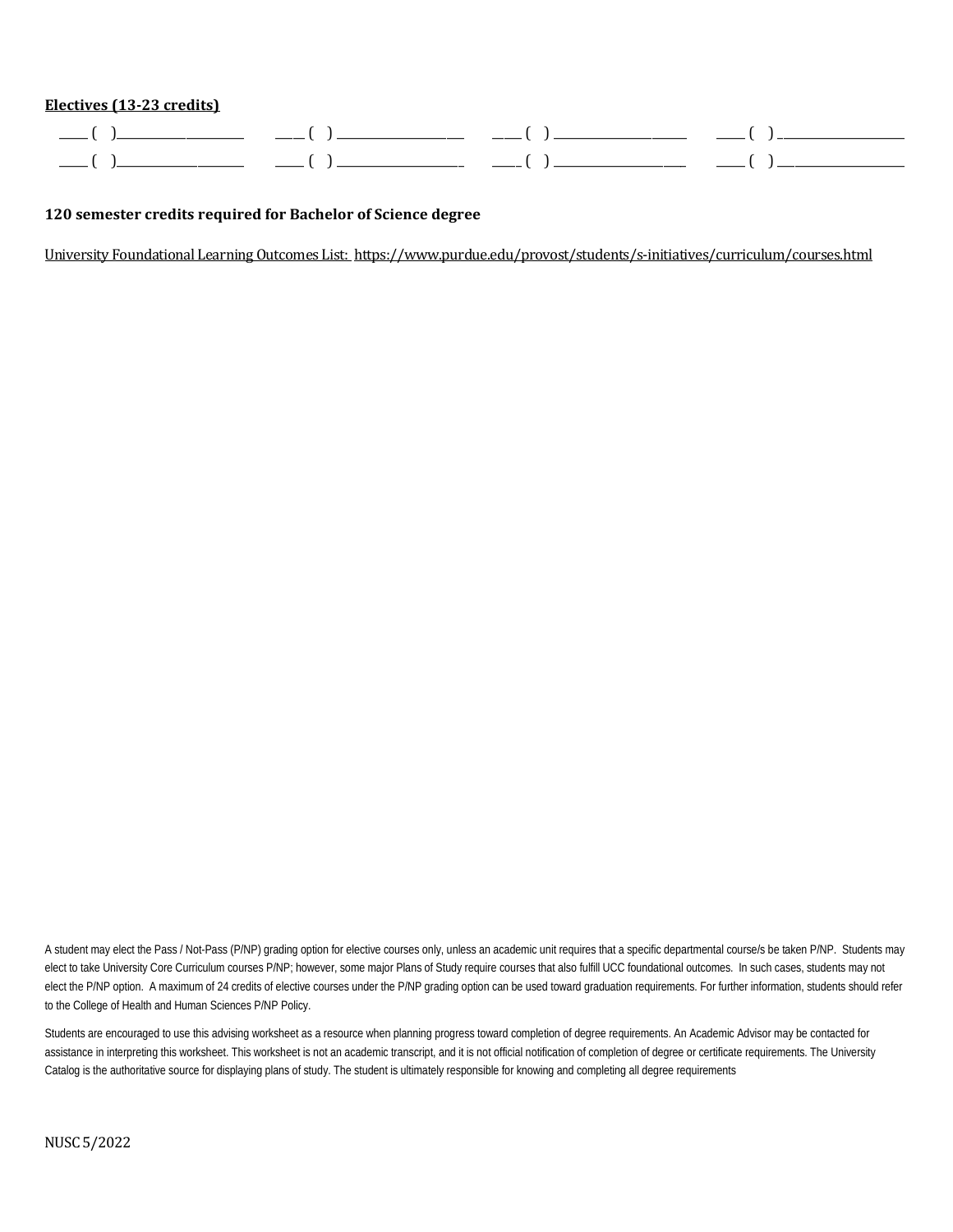**Electives (13-23 credits)**

| | | | |
|---|---|---|---|
| ____ (   )____________________ | ____ (   ) ____________________ | ____ (   ) ____________________ | ____ (   ) ____________________ |
| ____ (   )____________________ | ____ (   ) ____________________ | ____ (   ) ____________________ | ____ (   ) ____________________ |

**120 semester credits required for Bachelor of Science degree**

University Foundational Learning Outcomes List: https://www.purdue.edu/provost/students/s-initiatives/curriculum/courses.html

A student may elect the Pass / Not-Pass (P/NP) grading option for elective courses only, unless an academic unit requires that a specific departmental course/s be taken P/NP. Students may elect to take University Core Curriculum courses P/NP; however, some major Plans of Study require courses that also fulfill UCC foundational outcomes. In such cases, students may not elect the P/NP option. A maximum of 24 credits of elective courses under the P/NP grading option can be used toward graduation requirements. For further information, students should refer to the College of Health and Human Sciences P/NP Policy.

Students are encouraged to use this advising worksheet as a resource when planning progress toward completion of degree requirements. An Academic Advisor may be contacted for assistance in interpreting this worksheet. This worksheet is not an academic transcript, and it is not official notification of completion of degree or certificate requirements. The University Catalog is the authoritative source for displaying plans of study. The student is ultimately responsible for knowing and completing all degree requirements

NUSC 5/2022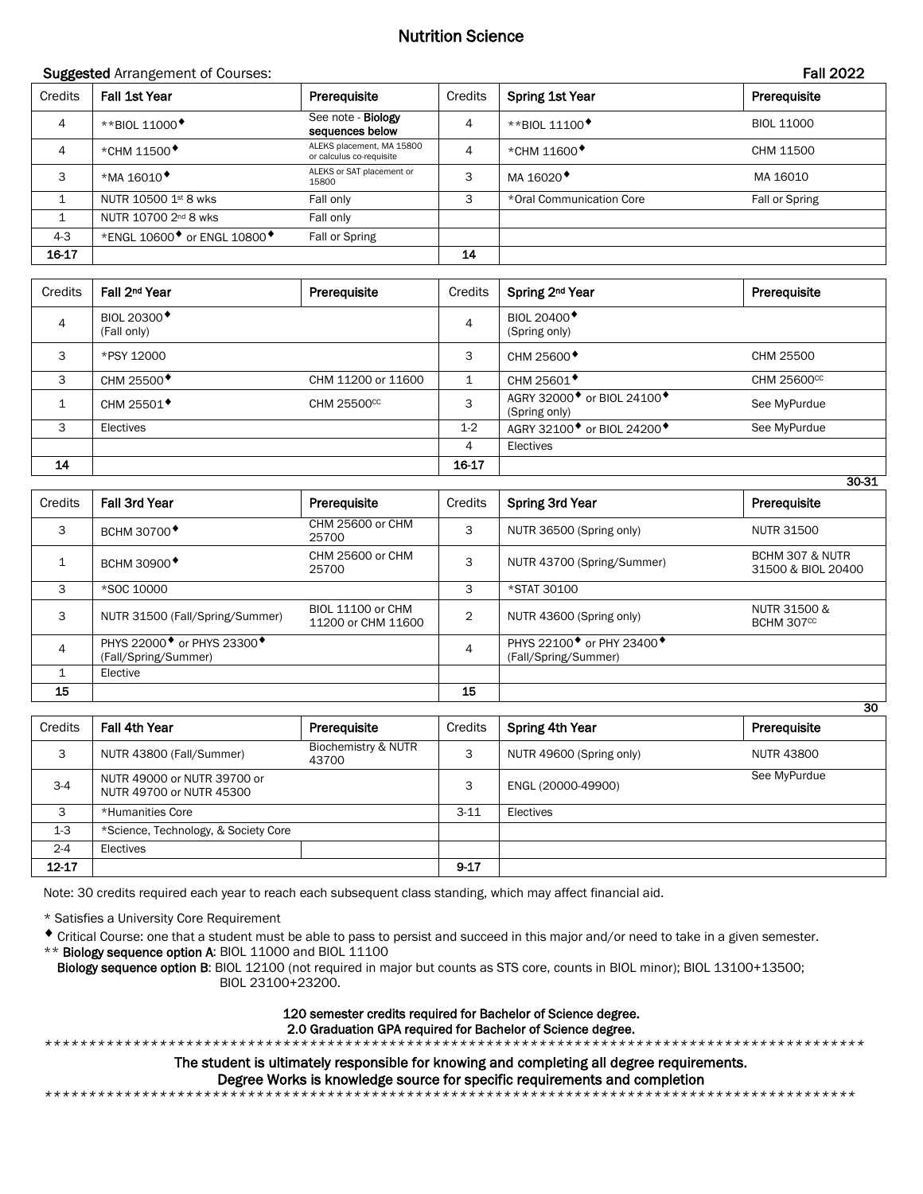# Nutrition Science

**Suggested** Arrangement of Courses: **Fall 2022**

| Credits | Fall 1st Year | Prerequisite | Credits | Spring 1st Year | Prerequisite |
|---|---|---|---|---|---|
| 4 | **BIOL 11000◆ | See note - **Biology sequences below** | 4 | **BIOL 11100◆ | BIOL 11000 |
| 4 | *CHM 11500◆ | ALEKS placement, MA 15800 or calculus co-requisite | 4 | *CHM 11600◆ | CHM 11500 |
| 3 | *MA 16010◆ | ALEKS or SAT placement or 15800 | 3 | MA 16020◆ | MA 16010 |
| 1 | NUTR 10500 1st 8 wks | Fall only | 3 | *Oral Communication Core | Fall or Spring |
| 1 | NUTR 10700 2nd 8 wks | Fall only | | | |
| 4-3 | *ENGL 10600◆ or ENGL 10800◆ | Fall or Spring | | | |
| **16-17** | | | **14** | | |

| Credits | Fall 2nd Year | Prerequisite | Credits | Spring 2nd Year | Prerequisite |
|---|---|---|---|---|---|
| 4 | BIOL 20300◆ (Fall only) | | 4 | BIOL 20400◆ (Spring only) | |
| 3 | *PSY 12000 | | 3 | CHM 25600◆ | CHM 25500 |
| 3 | CHM 25500◆ | CHM 11200 or 11600 | 1 | CHM 25601◆ | CHM 25600cc |
| 1 | CHM 25501◆ | CHM 25500cc | 3 | AGRY 32000◆ or BIOL 24100◆ (Spring only) | See MyPurdue |
| 3 | Electives | | 1-2 | AGRY 32100◆ or BIOL 24200◆ | See MyPurdue |
| | | | 4 | Electives | |
| **14** | | | **16-17** | | |

30-31

| Credits | Fall 3rd Year | Prerequisite | Credits | Spring 3rd Year | Prerequisite |
|---|---|---|---|---|---|
| 3 | BCHM 30700◆ | CHM 25600 or CHM 25700 | 3 | NUTR 36500 (Spring only) | NUTR 31500 |
| 1 | BCHM 30900◆ | CHM 25600 or CHM 25700 | 3 | NUTR 43700 (Spring/Summer) | BCHM 307 & NUTR 31500 & BIOL 20400 |
| 3 | *SOC 10000 | | 3 | *STAT 30100 | |
| 3 | NUTR 31500 (Fall/Spring/Summer) | BIOL 11100 or CHM 11200 or CHM 11600 | 2 | NUTR 43600 (Spring only) | NUTR 31500 & BCHM 307cc |
| 4 | PHYS 22000◆ or PHYS 23300◆ (Fall/Spring/Summer) | | 4 | PHYS 22100◆ or PHY 23400◆ (Fall/Spring/Summer) | |
| 1 | Elective | | | | |
| **15** | | | **15** | | |

30

| Credits | Fall 4th Year | Prerequisite | Credits | Spring 4th Year | Prerequisite |
|---|---|---|---|---|---|
| 3 | NUTR 43800 (Fall/Summer) | Biochemistry & NUTR 43700 | 3 | NUTR 49600 (Spring only) | NUTR 43800 |
| 3-4 | NUTR 49000 or NUTR 39700 or NUTR 49700 or NUTR 45300 | | 3 | ENGL (20000-49900) | See MyPurdue |
| 3 | *Humanities Core | | 3-11 | Electives | |
| 1-3 | *Science, Technology, & Society Core | | | | |
| 2-4 | Electives | | | | |
| **12-17** | | | **9-17** | | |

Note: 30 credits required each year to reach each subsequent class standing, which may affect financial aid.

* Satisfies a University Core Requirement

◆ Critical Course: one that a student must be able to pass to persist and succeed in this major and/or need to take in a given semester.

** **Biology sequence option A**: BIOL 11000 and BIOL 11100
**Biology sequence option B**: BIOL 12100 (not required in major but counts as STS core, counts in BIOL minor); BIOL 13100+13500; BIOL 23100+23200.

**120 semester credits required for Bachelor of Science degree.**
**2.0 Graduation GPA required for Bachelor of Science degree.**

**********************************************************************************************

**The student is ultimately responsible for knowing and completing all degree requirements.**
**Degree Works is knowledge source for specific requirements and completion**

**********************************************************************************************